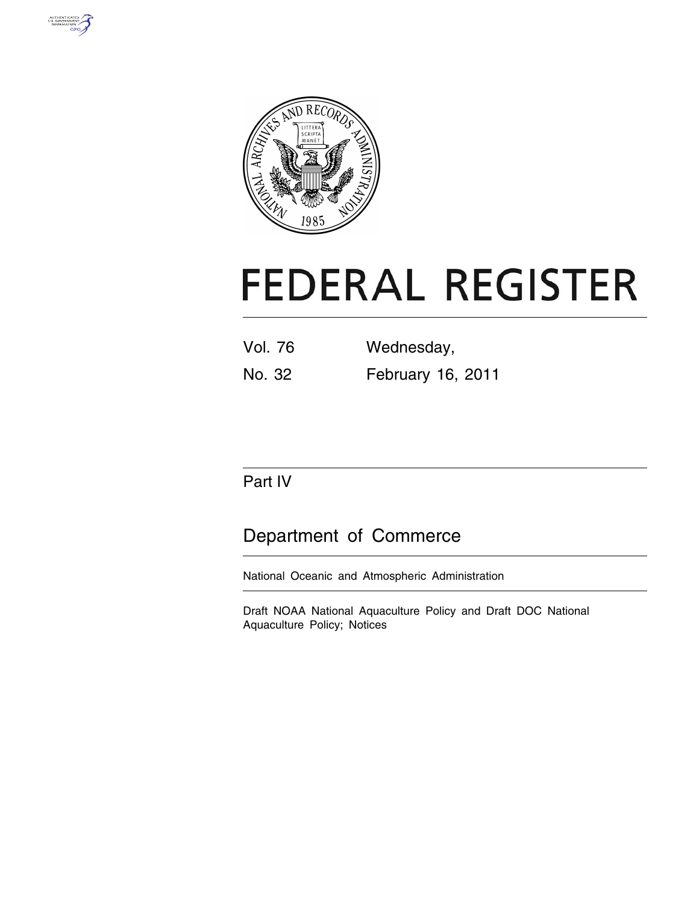# FEDERAL REGISTER

Vol. 76 Wednesday,

No. 32 February 16, 2011

## Part IV

## Department of Commerce

National Oceanic and Atmospheric Administration

Draft NOAA National Aquaculture Policy and Draft DOC National Aquaculture Policy; Notices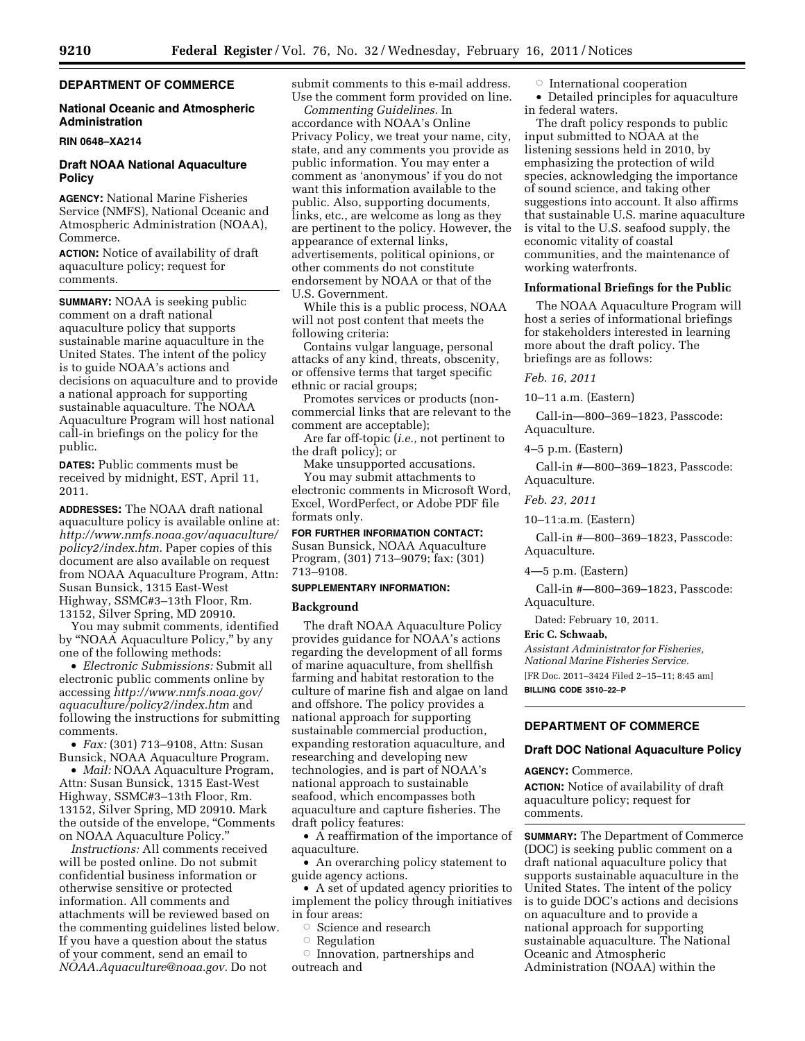## DEPARTMENT OF COMMERCE

### National Oceanic and Atmospheric Administration

**RIN 0648–XA214**

### Draft NOAA National Aquaculture Policy

**AGENCY:** National Marine Fisheries Service (NMFS), National Oceanic and Atmospheric Administration (NOAA), Commerce.

**ACTION:** Notice of availability of draft aquaculture policy; request for comments.

**SUMMARY:** NOAA is seeking public comment on a draft national aquaculture policy that supports sustainable marine aquaculture in the United States. The intent of the policy is to guide NOAA's actions and decisions on aquaculture and to provide a national approach for supporting sustainable aquaculture. The NOAA Aquaculture Program will host national call-in briefings on the policy for the public.

**DATES:** Public comments must be received by midnight, EST, April 11, 2011.

**ADDRESSES:** The NOAA draft national aquaculture policy is available online at: *http://www.nmfs.noaa.gov/aquaculture/policy2/index.htm.* Paper copies of this document are also available on request from NOAA Aquaculture Program, Attn: Susan Bunsick, 1315 East-West Highway, SSMC#3–13th Floor, Rm. 13152, Silver Spring, MD 20910.

You may submit comments, identified by "NOAA Aquaculture Policy," by any one of the following methods:

- *Electronic Submissions:* Submit all electronic public comments online by accessing *http://www.nmfs.noaa.gov/aquaculture/policy2/index.htm* and following the instructions for submitting comments.
- *Fax:* (301) 713–9108, Attn: Susan Bunsick, NOAA Aquaculture Program.
- *Mail:* NOAA Aquaculture Program, Attn: Susan Bunsick, 1315 East-West Highway, SSMC#3–13th Floor, Rm. 13152, Silver Spring, MD 20910. Mark the outside of the envelope, "Comments on NOAA Aquaculture Policy."

*Instructions:* All comments received will be posted online. Do not submit confidential business information or otherwise sensitive or protected information. All comments and attachments will be reviewed based on the commenting guidelines listed below. If you have a question about the status of your comment, send an email to *NOAA.Aquaculture@noaa.gov.* Do not submit comments to this e-mail address. Use the comment form provided on line.

*Commenting Guidelines.* In accordance with NOAA's Online Privacy Policy, we treat your name, city, state, and any comments you provide as public information. You may enter a comment as 'anonymous' if you do not want this information available to the public. Also, supporting documents, links, etc., are welcome as long as they are pertinent to the policy. However, the appearance of external links, advertisements, political opinions, or other comments do not constitute endorsement by NOAA or that of the U.S. Government.

While this is a public process, NOAA will not post content that meets the following criteria:

Contains vulgar language, personal attacks of any kind, threats, obscenity, or offensive terms that target specific ethnic or racial groups;

Promotes services or products (non-commercial links that are relevant to the comment are acceptable);

Are far off-topic (*i.e.,* not pertinent to the draft policy); or

Make unsupported accusations.

You may submit attachments to electronic comments in Microsoft Word, Excel, WordPerfect, or Adobe PDF file formats only.

**FOR FURTHER INFORMATION CONTACT:** Susan Bunsick, NOAA Aquaculture Program, (301) 713–9079; fax: (301) 713–9108.

**SUPPLEMENTARY INFORMATION:**

#### Background

The draft NOAA Aquaculture Policy provides guidance for NOAA's actions regarding the development of all forms of marine aquaculture, from shellfish farming and habitat restoration to the culture of marine fish and algae on land and offshore. The policy provides a national approach for supporting sustainable commercial production, expanding restoration aquaculture, and researching and developing new technologies, and is part of NOAA's national approach to sustainable seafood, which encompasses both aquaculture and capture fisheries. The draft policy features:

- A reaffirmation of the importance of aquaculture.
- An overarching policy statement to guide agency actions.
- A set of updated agency priorities to implement the policy through initiatives in four areas:
    - Science and research
    - Regulation
    - Innovation, partnerships and outreach and
    - International cooperation
- Detailed principles for aquaculture in federal waters.

The draft policy responds to public input submitted to NOAA at the listening sessions held in 2010, by emphasizing the protection of wild species, acknowledging the importance of sound science, and taking other suggestions into account. It also affirms that sustainable U.S. marine aquaculture is vital to the U.S. seafood supply, the economic vitality of coastal communities, and the maintenance of working waterfronts.

#### Informational Briefings for the Public

The NOAA Aquaculture Program will host a series of informational briefings for stakeholders interested in learning more about the draft policy. The briefings are as follows:

*Feb. 16, 2011*

10–11 a.m. (Eastern)

Call-in—800–369–1823, Passcode: Aquaculture.

4–5 p.m. (Eastern)

Call-in #—800–369–1823, Passcode: Aquaculture.

*Feb. 23, 2011*

10–11:a.m. (Eastern)

Call-in #—800–369–1823, Passcode: Aquaculture.

4—5 p.m. (Eastern)

Call-in #—800–369–1823, Passcode: Aquaculture.

Dated: February 10, 2011.

**Eric C. Schwaab,**

*Assistant Administrator for Fisheries, National Marine Fisheries Service.*

[FR Doc. 2011–3424 Filed 2–15–11; 8:45 am]

**BILLING CODE 3510–22–P**

## DEPARTMENT OF COMMERCE

### Draft DOC National Aquaculture Policy

**AGENCY:** Commerce.

**ACTION:** Notice of availability of draft aquaculture policy; request for comments.

**SUMMARY:** The Department of Commerce (DOC) is seeking public comment on a draft national aquaculture policy that supports sustainable aquaculture in the United States. The intent of the policy is to guide DOC's actions and decisions on aquaculture and to provide a national approach for supporting sustainable aquaculture. The National Oceanic and Atmospheric Administration (NOAA) within the